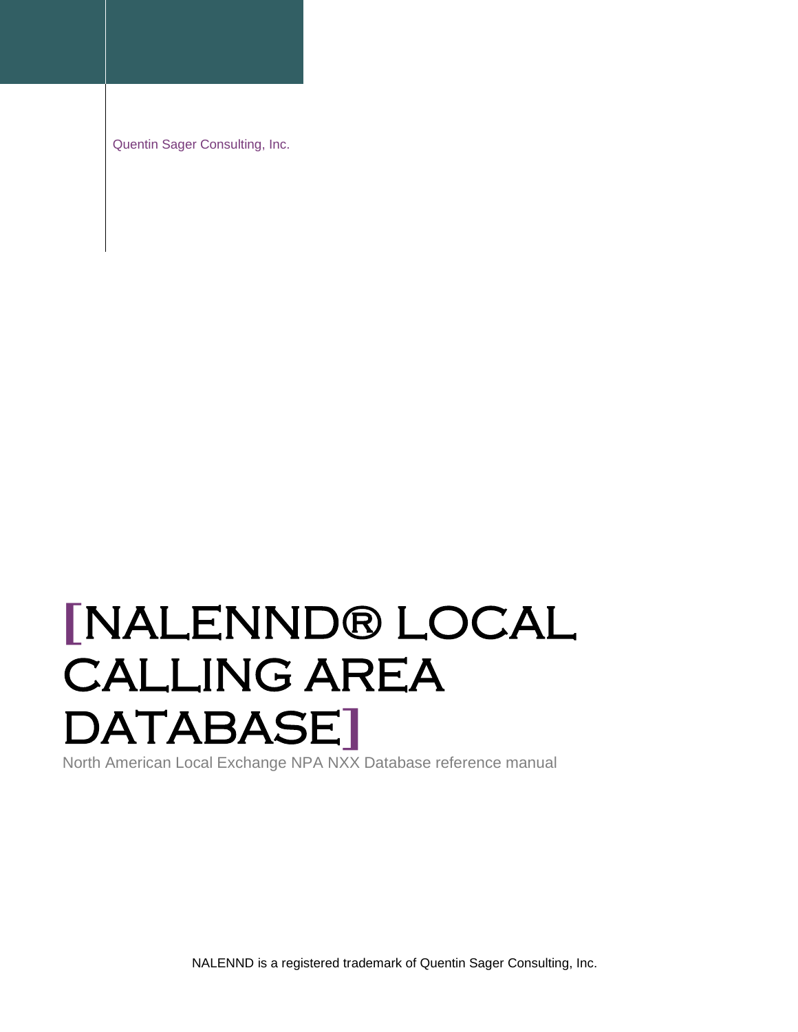Quentin Sager Consulting, Inc.

# [NALENND® LOCAL CALLING AREA DATABASE]

North American Local Exchange NPA NXX Database reference manual

NALENND is a registered trademark of Quentin Sager Consulting, Inc.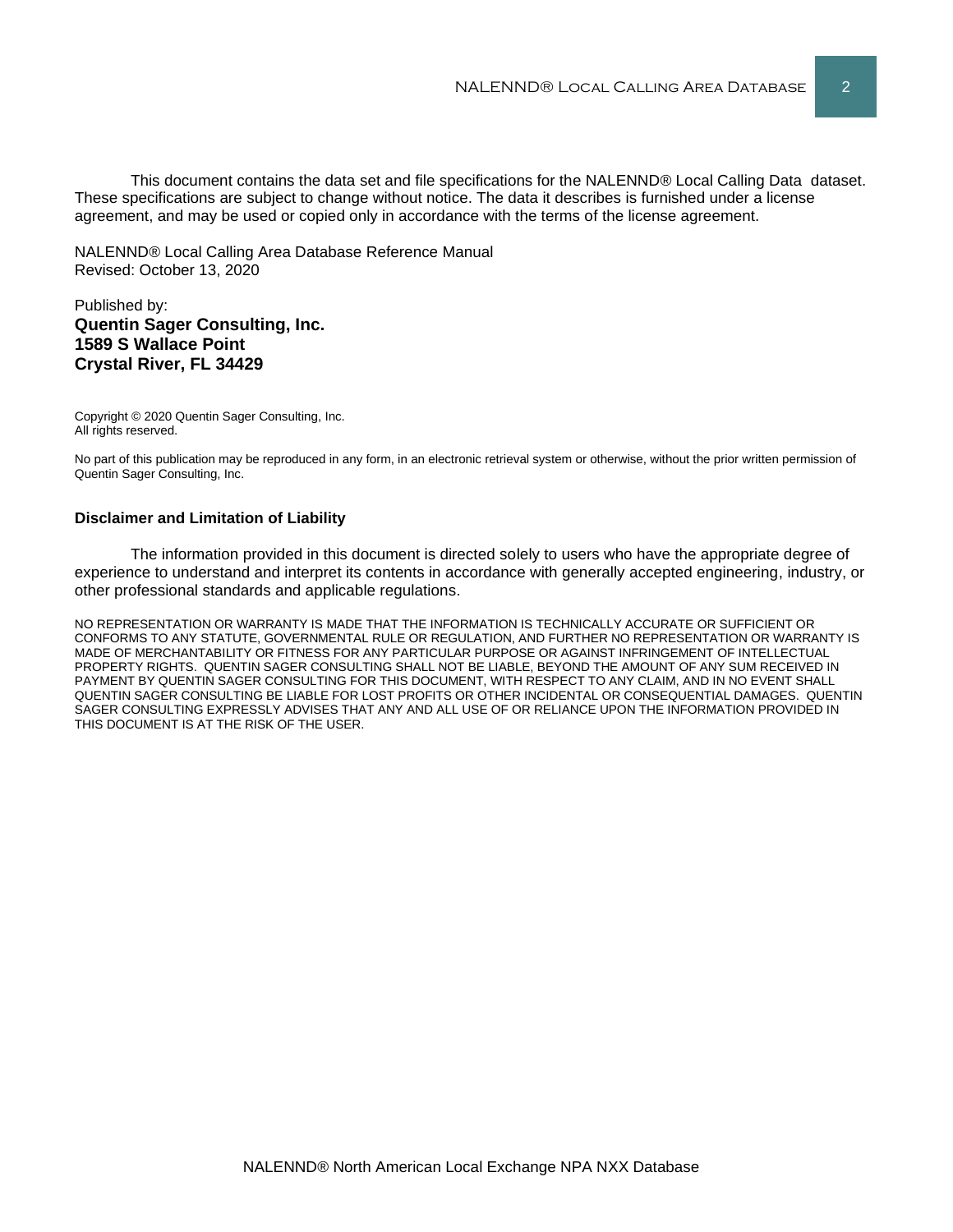This document contains the data set and file specifications for the NALENND® Local Calling Data dataset. These specifications are subject to change without notice. The data it describes is furnished under a license agreement, and may be used or copied only in accordance with the terms of the license agreement.

NALENND® Local Calling Area Database Reference Manual
Revised: October 13, 2020

Published by:
**Quentin Sager Consulting, Inc.**
**1589 S Wallace Point**
**Crystal River, FL 34429**

Copyright © 2020 Quentin Sager Consulting, Inc.
All rights reserved.

No part of this publication may be reproduced in any form, in an electronic retrieval system or otherwise, without the prior written permission of Quentin Sager Consulting, Inc.

**Disclaimer and Limitation of Liability**

The information provided in this document is directed solely to users who have the appropriate degree of experience to understand and interpret its contents in accordance with generally accepted engineering, industry, or other professional standards and applicable regulations.

NO REPRESENTATION OR WARRANTY IS MADE THAT THE INFORMATION IS TECHNICALLY ACCURATE OR SUFFICIENT OR CONFORMS TO ANY STATUTE, GOVERNMENTAL RULE OR REGULATION, AND FURTHER NO REPRESENTATION OR WARRANTY IS MADE OF MERCHANTABILITY OR FITNESS FOR ANY PARTICULAR PURPOSE OR AGAINST INFRINGEMENT OF INTELLECTUAL PROPERTY RIGHTS. QUENTIN SAGER CONSULTING SHALL NOT BE LIABLE, BEYOND THE AMOUNT OF ANY SUM RECEIVED IN PAYMENT BY QUENTIN SAGER CONSULTING FOR THIS DOCUMENT, WITH RESPECT TO ANY CLAIM, AND IN NO EVENT SHALL QUENTIN SAGER CONSULTING BE LIABLE FOR LOST PROFITS OR OTHER INCIDENTAL OR CONSEQUENTIAL DAMAGES. QUENTIN SAGER CONSULTING EXPRESSLY ADVISES THAT ANY AND ALL USE OF OR RELIANCE UPON THE INFORMATION PROVIDED IN THIS DOCUMENT IS AT THE RISK OF THE USER.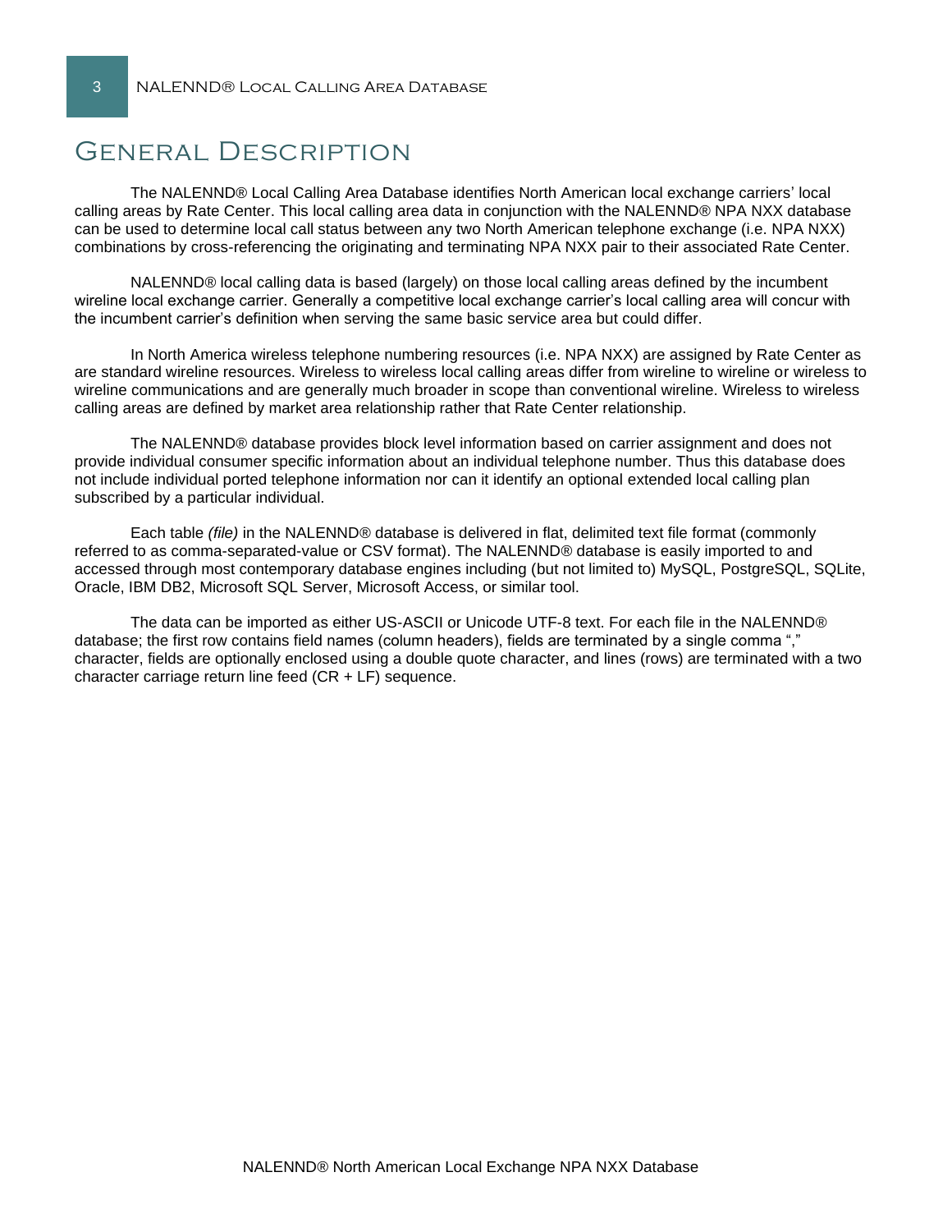# General Description

The NALENND® Local Calling Area Database identifies North American local exchange carriers' local calling areas by Rate Center. This local calling area data in conjunction with the NALENND® NPA NXX database can be used to determine local call status between any two North American telephone exchange (i.e. NPA NXX) combinations by cross-referencing the originating and terminating NPA NXX pair to their associated Rate Center.

NALENND® local calling data is based (largely) on those local calling areas defined by the incumbent wireline local exchange carrier. Generally a competitive local exchange carrier's local calling area will concur with the incumbent carrier's definition when serving the same basic service area but could differ.

In North America wireless telephone numbering resources (i.e. NPA NXX) are assigned by Rate Center as are standard wireline resources. Wireless to wireless local calling areas differ from wireline to wireline or wireless to wireline communications and are generally much broader in scope than conventional wireline. Wireless to wireless calling areas are defined by market area relationship rather that Rate Center relationship.

The NALENND® database provides block level information based on carrier assignment and does not provide individual consumer specific information about an individual telephone number. Thus this database does not include individual ported telephone information nor can it identify an optional extended local calling plan subscribed by a particular individual.

Each table *(file)* in the NALENND® database is delivered in flat, delimited text file format (commonly referred to as comma-separated-value or CSV format). The NALENND® database is easily imported to and accessed through most contemporary database engines including (but not limited to) MySQL, PostgreSQL, SQLite, Oracle, IBM DB2, Microsoft SQL Server, Microsoft Access, or similar tool.

The data can be imported as either US-ASCII or Unicode UTF-8 text. For each file in the NALENND® database; the first row contains field names (column headers), fields are terminated by a single comma "," character, fields are optionally enclosed using a double quote character, and lines (rows) are terminated with a two character carriage return line feed (CR + LF) sequence.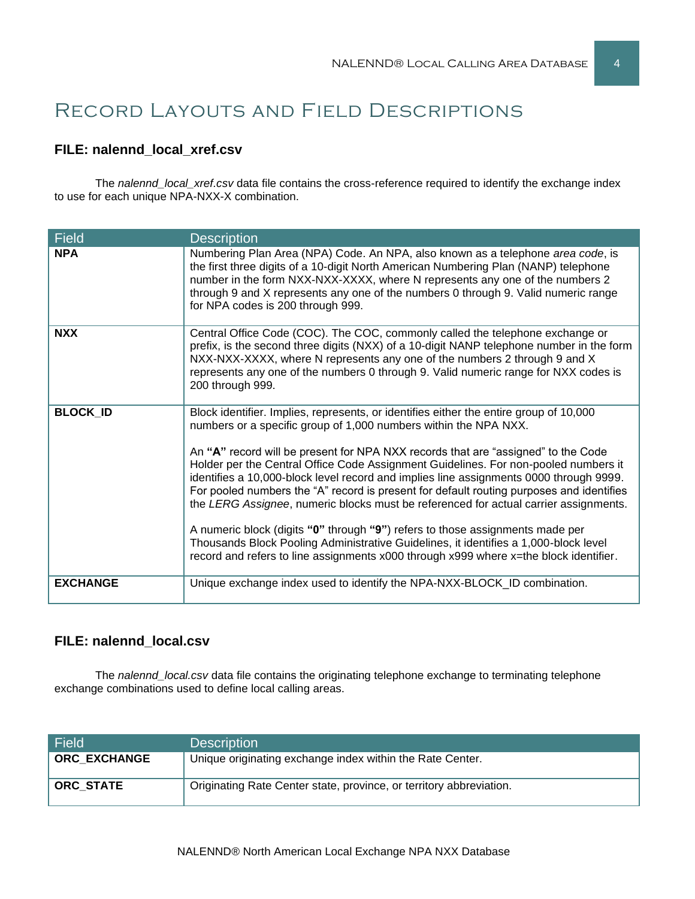# Record Layouts and Field Descriptions

### FILE: nalennd_local_xref.csv

The *nalennd_local_xref.csv* data file contains the cross-reference required to identify the exchange index to use for each unique NPA-NXX-X combination.

| Field | Description |
|---|---|
| **NPA** | Numbering Plan Area (NPA) Code. An NPA, also known as a telephone *area code*, is the first three digits of a 10-digit North American Numbering Plan (NANP) telephone number in the form NXX-NXX-XXXX, where N represents any one of the numbers 2 through 9 and X represents any one of the numbers 0 through 9. Valid numeric range for NPA codes is 200 through 999. |
| **NXX** | Central Office Code (COC). The COC, commonly called the telephone exchange or prefix, is the second three digits (NXX) of a 10-digit NANP telephone number in the form NXX-NXX-XXXX, where N represents any one of the numbers 2 through 9 and X represents any one of the numbers 0 through 9. Valid numeric range for NXX codes is 200 through 999. |
| **BLOCK_ID** | Block identifier. Implies, represents, or identifies either the entire group of 10,000 numbers or a specific group of 1,000 numbers within the NPA NXX.<br><br>An **"A"** record will be present for NPA NXX records that are "assigned" to the Code Holder per the Central Office Code Assignment Guidelines. For non-pooled numbers it identifies a 10,000-block level record and implies line assignments 0000 through 9999. For pooled numbers the "A" record is present for default routing purposes and identifies the *LERG Assignee*, numeric blocks must be referenced for actual carrier assignments.<br><br>A numeric block (digits **"0"** through **"9"**) refers to those assignments made per Thousands Block Pooling Administrative Guidelines, it identifies a 1,000-block level record and refers to line assignments x000 through x999 where x=the block identifier. |
| **EXCHANGE** | Unique exchange index used to identify the NPA-NXX-BLOCK_ID combination. |

### FILE: nalennd_local.csv

The *nalennd_local.csv* data file contains the originating telephone exchange to terminating telephone exchange combinations used to define local calling areas.

| Field | Description |
|---|---|
| **ORC_EXCHANGE** | Unique originating exchange index within the Rate Center. |
| **ORC_STATE** | Originating Rate Center state, province, or territory abbreviation. |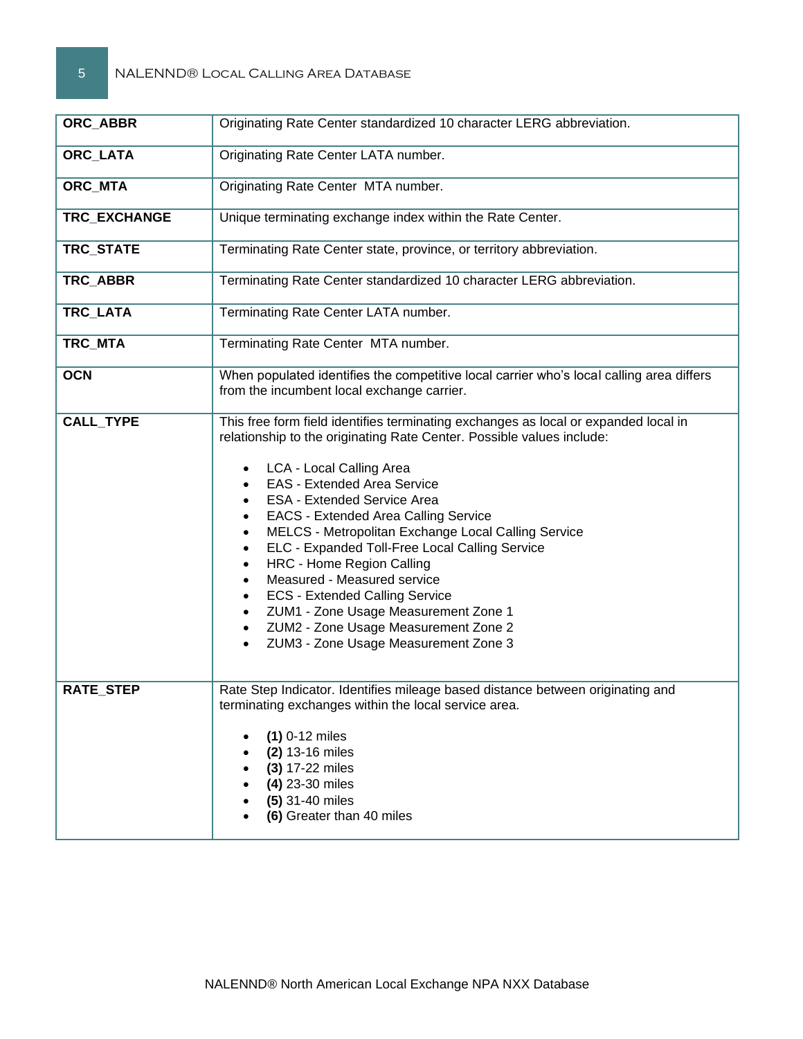| | |
|---|---|
| **ORC_ABBR** | Originating Rate Center standardized 10 character LERG abbreviation. |
| **ORC_LATA** | Originating Rate Center LATA number. |
| **ORC_MTA** | Originating Rate Center MTA number. |
| **TRC_EXCHANGE** | Unique terminating exchange index within the Rate Center. |
| **TRC_STATE** | Terminating Rate Center state, province, or territory abbreviation. |
| **TRC_ABBR** | Terminating Rate Center standardized 10 character LERG abbreviation. |
| **TRC_LATA** | Terminating Rate Center LATA number. |
| **TRC_MTA** | Terminating Rate Center MTA number. |
| **OCN** | When populated identifies the competitive local carrier who's local calling area differs from the incumbent local exchange carrier. |
| **CALL_TYPE** | This free form field identifies terminating exchanges as local or expanded local in relationship to the originating Rate Center. Possible values include: <br><br>• LCA - Local Calling Area<br>• EAS - Extended Area Service<br>• ESA - Extended Service Area<br>• EACS - Extended Area Calling Service<br>• MELCS - Metropolitan Exchange Local Calling Service<br>• ELC - Expanded Toll-Free Local Calling Service<br>• HRC - Home Region Calling<br>• Measured - Measured service<br>• ECS - Extended Calling Service<br>• ZUM1 - Zone Usage Measurement Zone 1<br>• ZUM2 - Zone Usage Measurement Zone 2<br>• ZUM3 - Zone Usage Measurement Zone 3 |
| **RATE_STEP** | Rate Step Indicator. Identifies mileage based distance between originating and terminating exchanges within the local service area.<br><br>• **(1)** 0-12 miles<br>• **(2)** 13-16 miles<br>• **(3)** 17-22 miles<br>• **(4)** 23-30 miles<br>• **(5)** 31-40 miles<br>• **(6)** Greater than 40 miles |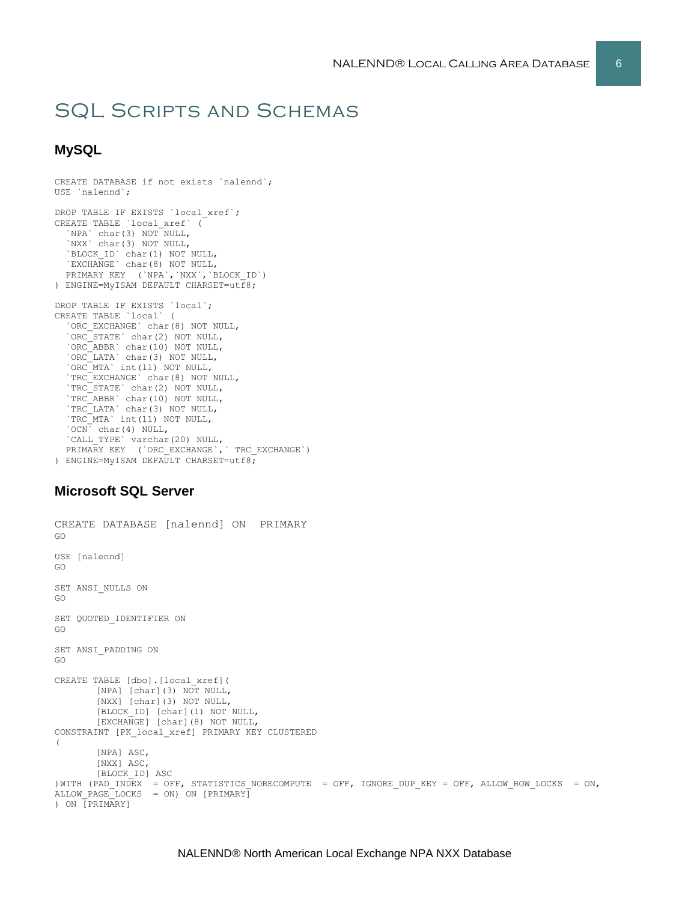# SQL Scripts and Schemas

## MySQL

```
CREATE DATABASE if not exists `nalennd`;
USE `nalennd`;

DROP TABLE IF EXISTS `local_xref`;
CREATE TABLE `local_xref` (
  `NPA` char(3) NOT NULL,
  `NXX` char(3) NOT NULL,
  `BLOCK_ID` char(1) NOT NULL,
  `EXCHANGE` char(8) NOT NULL,
  PRIMARY KEY  (`NPA`,`NXX`,`BLOCK_ID`)
) ENGINE=MyISAM DEFAULT CHARSET=utf8;

DROP TABLE IF EXISTS `local`;
CREATE TABLE `local` (
  `ORC_EXCHANGE` char(8) NOT NULL,
  `ORC_STATE` char(2) NOT NULL,
  `ORC_ABBR` char(10) NOT NULL,
  `ORC_LATA` char(3) NOT NULL,
  `ORC_MTA` int(11) NOT NULL,
  `TRC_EXCHANGE` char(8) NOT NULL,
  `TRC_STATE` char(2) NOT NULL,
  `TRC_ABBR` char(10) NOT NULL,
  `TRC_LATA` char(3) NOT NULL,
  `TRC_MTA` int(11) NOT NULL,
  `OCN` char(4) NULL,
  `CALL_TYPE` varchar(20) NULL,
  PRIMARY KEY  (`ORC_EXCHANGE`,` TRC_EXCHANGE`)
) ENGINE=MyISAM DEFAULT CHARSET=utf8;
```

## Microsoft SQL Server

```
CREATE DATABASE [nalennd] ON  PRIMARY
GO

USE [nalennd]
GO

SET ANSI_NULLS ON
GO

SET QUOTED_IDENTIFIER ON
GO

SET ANSI_PADDING ON
GO

CREATE TABLE [dbo].[local_xref](
        [NPA] [char](3) NOT NULL,
        [NXX] [char](3) NOT NULL,
        [BLOCK_ID] [char](1) NOT NULL,
        [EXCHANGE] [char](8) NOT NULL,
CONSTRAINT [PK_local_xref] PRIMARY KEY CLUSTERED
(
        [NPA] ASC,
        [NXX] ASC,
        [BLOCK_ID] ASC
)WITH (PAD_INDEX  = OFF, STATISTICS_NORECOMPUTE  = OFF, IGNORE_DUP_KEY = OFF, ALLOW_ROW_LOCKS  = ON,
ALLOW_PAGE_LOCKS  = ON) ON [PRIMARY]
) ON [PRIMARY]
```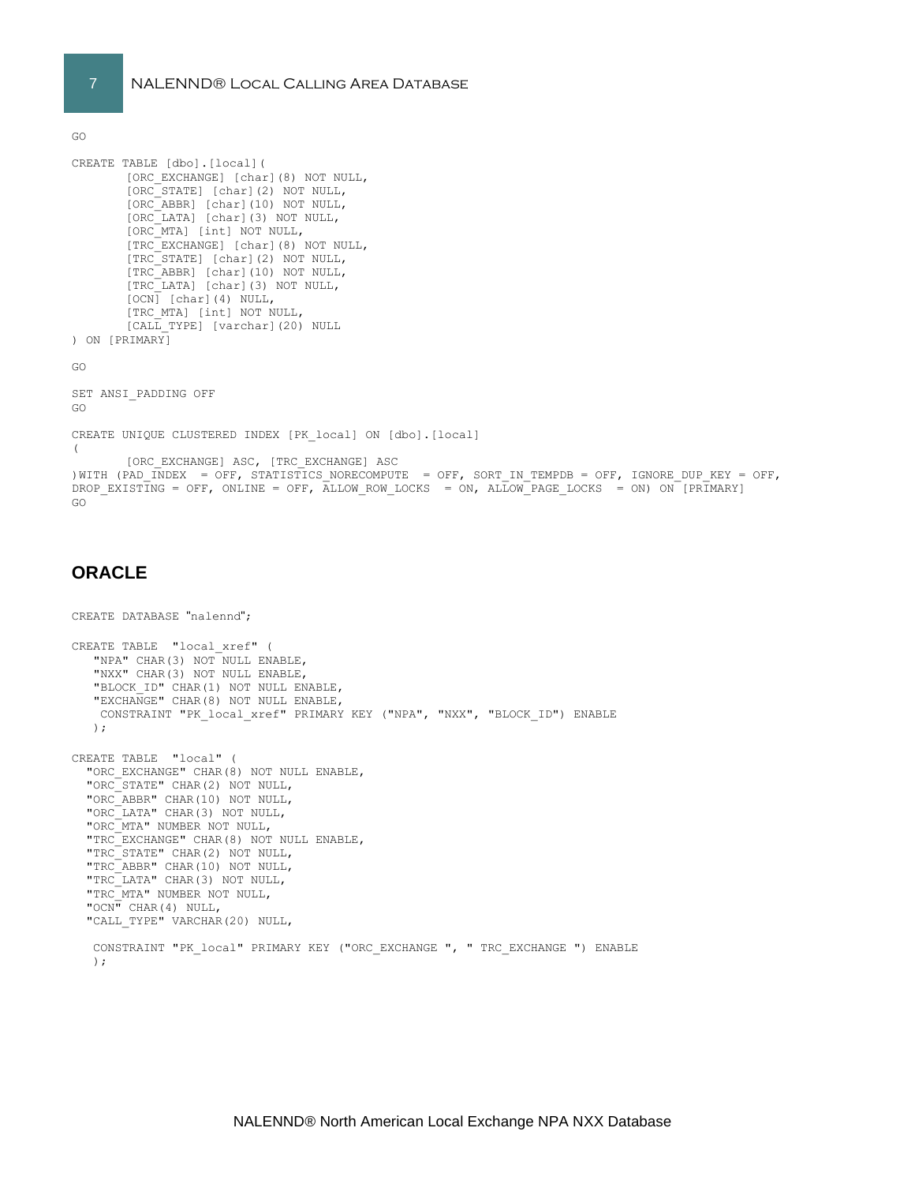```
GO

CREATE TABLE [dbo].[local](
        [ORC_EXCHANGE] [char](8) NOT NULL,
        [ORC_STATE] [char](2) NOT NULL,
        [ORC_ABBR] [char](10) NOT NULL,
        [ORC_LATA] [char](3) NOT NULL,
        [ORC_MTA] [int] NOT NULL,
        [TRC_EXCHANGE] [char](8) NOT NULL,
        [TRC_STATE] [char](2) NOT NULL,
        [TRC_ABBR] [char](10) NOT NULL,
        [TRC_LATA] [char](3) NOT NULL,
        [OCN] [char](4) NULL,
        [TRC_MTA] [int] NOT NULL,
        [CALL_TYPE] [varchar](20) NULL
) ON [PRIMARY]

GO

SET ANSI_PADDING OFF
GO

CREATE UNIQUE CLUSTERED INDEX [PK_local] ON [dbo].[local]
(
        [ORC_EXCHANGE] ASC, [TRC_EXCHANGE] ASC
)WITH (PAD_INDEX  = OFF, STATISTICS_NORECOMPUTE  = OFF, SORT_IN_TEMPDB = OFF, IGNORE_DUP_KEY = OFF,
DROP_EXISTING = OFF, ONLINE = OFF, ALLOW_ROW_LOCKS  = ON, ALLOW_PAGE_LOCKS  = ON) ON [PRIMARY]
GO
```

## ORACLE

```
CREATE DATABASE "nalennd";

CREATE TABLE  "local_xref" (
   "NPA" CHAR(3) NOT NULL ENABLE,
   "NXX" CHAR(3) NOT NULL ENABLE,
   "BLOCK_ID" CHAR(1) NOT NULL ENABLE,
   "EXCHANGE" CHAR(8) NOT NULL ENABLE,
    CONSTRAINT "PK_local_xref" PRIMARY KEY ("NPA", "NXX", "BLOCK_ID") ENABLE
   );

CREATE TABLE  "local" (
  "ORC_EXCHANGE" CHAR(8) NOT NULL ENABLE,
  "ORC_STATE" CHAR(2) NOT NULL,
  "ORC_ABBR" CHAR(10) NOT NULL,
  "ORC_LATA" CHAR(3) NOT NULL,
  "ORC_MTA" NUMBER NOT NULL,
  "TRC_EXCHANGE" CHAR(8) NOT NULL ENABLE,
  "TRC_STATE" CHAR(2) NOT NULL,
  "TRC_ABBR" CHAR(10) NOT NULL,
  "TRC_LATA" CHAR(3) NOT NULL,
  "TRC_MTA" NUMBER NOT NULL,
  "OCN" CHAR(4) NULL,
  "CALL_TYPE" VARCHAR(20) NULL,

   CONSTRAINT "PK_local" PRIMARY KEY ("ORC_EXCHANGE ", " TRC_EXCHANGE ") ENABLE
   );
```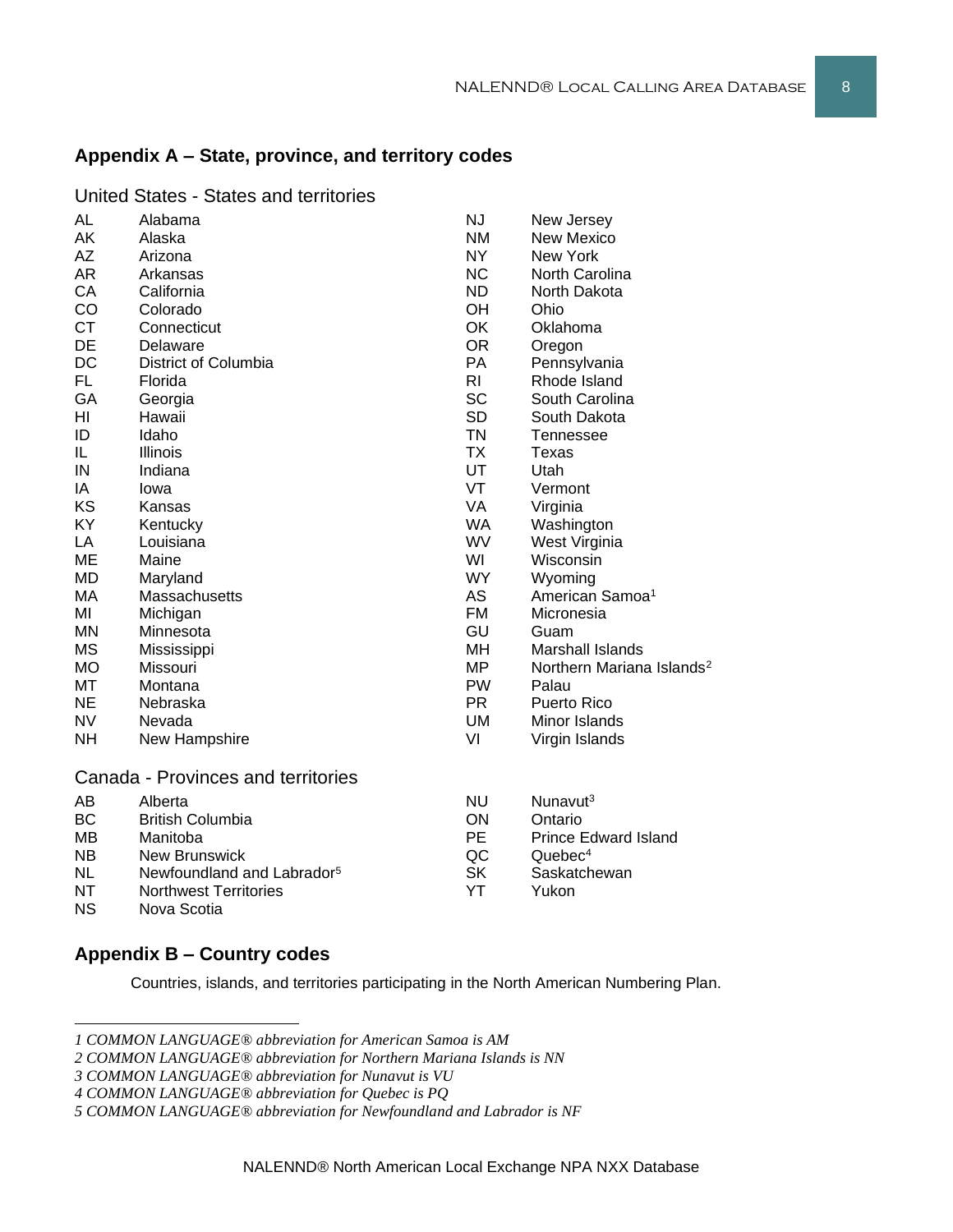## Appendix A – State, province, and territory codes

### United States - States and territories

| | | | |
|---|---|---|---|
| AL | Alabama | NJ | New Jersey |
| AK | Alaska | NM | New Mexico |
| AZ | Arizona | NY | New York |
| AR | Arkansas | NC | North Carolina |
| CA | California | ND | North Dakota |
| CO | Colorado | OH | Ohio |
| CT | Connecticut | OK | Oklahoma |
| DE | Delaware | OR | Oregon |
| DC | District of Columbia | PA | Pennsylvania |
| FL | Florida | RI | Rhode Island |
| GA | Georgia | SC | South Carolina |
| HI | Hawaii | SD | South Dakota |
| ID | Idaho | TN | Tennessee |
| IL | Illinois | TX | Texas |
| IN | Indiana | UT | Utah |
| IA | Iowa | VT | Vermont |
| KS | Kansas | VA | Virginia |
| KY | Kentucky | WA | Washington |
| LA | Louisiana | WV | West Virginia |
| ME | Maine | WI | Wisconsin |
| MD | Maryland | WY | Wyoming |
| MA | Massachusetts | AS | American Samoa[1] |
| MI | Michigan | FM | Micronesia |
| MN | Minnesota | GU | Guam |
| MS | Mississippi | MH | Marshall Islands |
| MO | Missouri | MP | Northern Mariana Islands[2] |
| MT | Montana | PW | Palau |
| NE | Nebraska | PR | Puerto Rico |
| NV | Nevada | UM | Minor Islands |
| NH | New Hampshire | VI | Virgin Islands |

### Canada - Provinces and territories

| | | | |
|---|---|---|---|
| AB | Alberta | NU | Nunavut[3] |
| BC | British Columbia | ON | Ontario |
| MB | Manitoba | PE | Prince Edward Island |
| NB | New Brunswick | QC | Quebec[4] |
| NL | Newfoundland and Labrador[5] | SK | Saskatchewan |
| NT | Northwest Territories | YT | Yukon |
| NS | Nova Scotia | | |

## Appendix B – Country codes

Countries, islands, and territories participating in the North American Numbering Plan.

---

*1 COMMON LANGUAGE® abbreviation for American Samoa is AM*

*2 COMMON LANGUAGE® abbreviation for Northern Mariana Islands is NN*

*3 COMMON LANGUAGE® abbreviation for Nunavut is VU*

*4 COMMON LANGUAGE® abbreviation for Quebec is PQ*

*5 COMMON LANGUAGE® abbreviation for Newfoundland and Labrador is NF*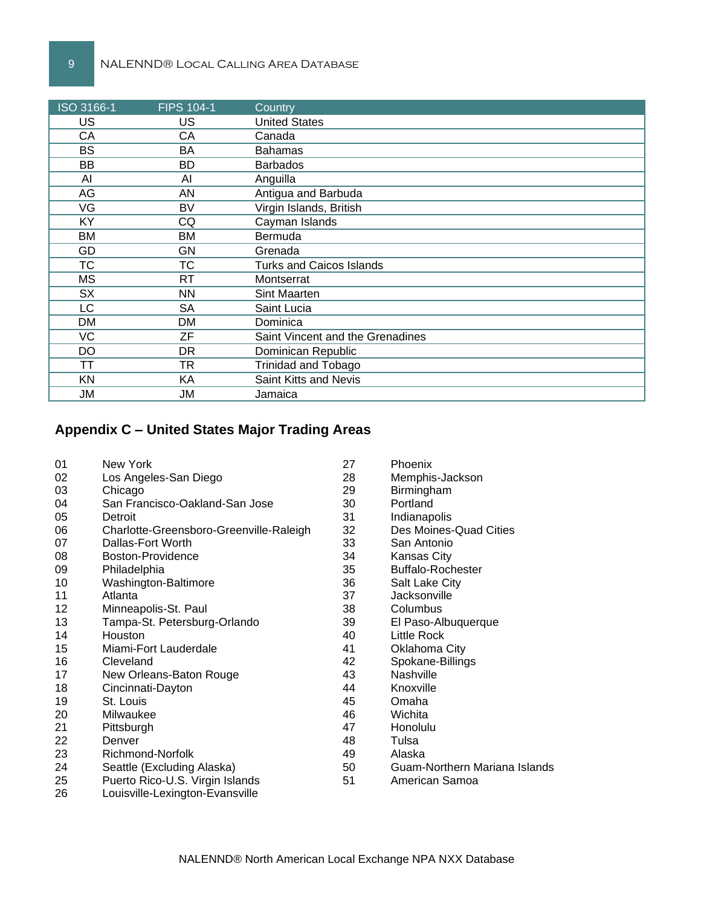| ISO 3166-1 | FIPS 104-1 | Country |
| --- | --- | --- |
| US | US | United States |
| CA | CA | Canada |
| BS | BA | Bahamas |
| BB | BD | Barbados |
| AI | AI | Anguilla |
| AG | AN | Antigua and Barbuda |
| VG | BV | Virgin Islands, British |
| KY | CQ | Cayman Islands |
| BM | BM | Bermuda |
| GD | GN | Grenada |
| TC | TC | Turks and Caicos Islands |
| MS | RT | Montserrat |
| SX | NN | Sint Maarten |
| LC | SA | Saint Lucia |
| DM | DM | Dominica |
| VC | ZF | Saint Vincent and the Grenadines |
| DO | DR | Dominican Republic |
| TT | TR | Trinidad and Tobago |
| KN | KA | Saint Kitts and Nevis |
| JM | JM | Jamaica |

## Appendix C – United States Major Trading Areas

01 New York
02 Los Angeles-San Diego
03 Chicago
04 San Francisco-Oakland-San Jose
05 Detroit
06 Charlotte-Greensboro-Greenville-Raleigh
07 Dallas-Fort Worth
08 Boston-Providence
09 Philadelphia
10 Washington-Baltimore
11 Atlanta
12 Minneapolis-St. Paul
13 Tampa-St. Petersburg-Orlando
14 Houston
15 Miami-Fort Lauderdale
16 Cleveland
17 New Orleans-Baton Rouge
18 Cincinnati-Dayton
19 St. Louis
20 Milwaukee
21 Pittsburgh
22 Denver
23 Richmond-Norfolk
24 Seattle (Excluding Alaska)
25 Puerto Rico-U.S. Virgin Islands
26 Louisville-Lexington-Evansville
27 Phoenix
28 Memphis-Jackson
29 Birmingham
30 Portland
31 Indianapolis
32 Des Moines-Quad Cities
33 San Antonio
34 Kansas City
35 Buffalo-Rochester
36 Salt Lake City
37 Jacksonville
38 Columbus
39 El Paso-Albuquerque
40 Little Rock
41 Oklahoma City
42 Spokane-Billings
43 Nashville
44 Knoxville
45 Omaha
46 Wichita
47 Honolulu
48 Tulsa
49 Alaska
50 Guam-Northern Mariana Islands
51 American Samoa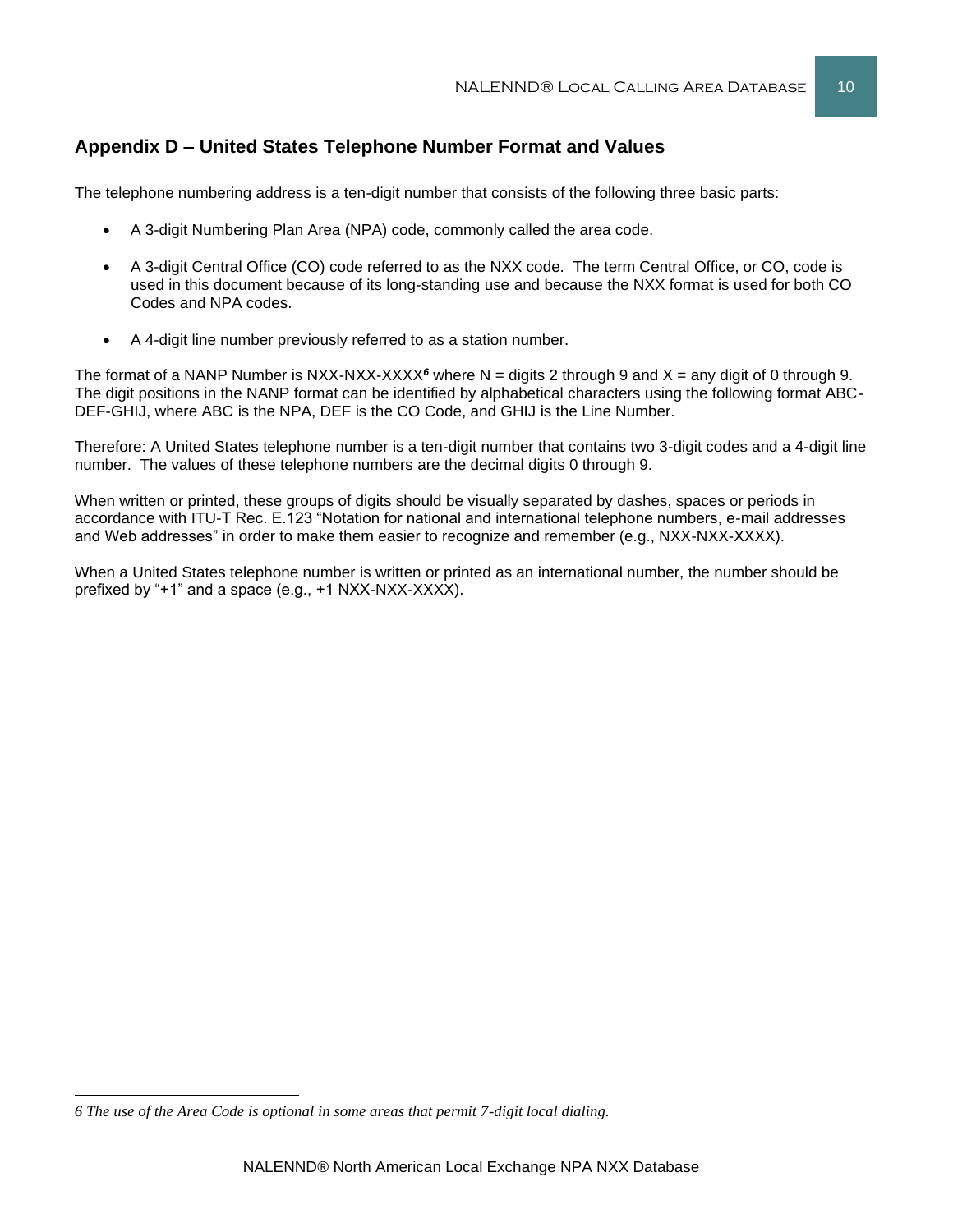## Appendix D – United States Telephone Number Format and Values

The telephone numbering address is a ten-digit number that consists of the following three basic parts:

- A 3-digit Numbering Plan Area (NPA) code, commonly called the area code.
- A 3-digit Central Office (CO) code referred to as the NXX code. The term Central Office, or CO, code is used in this document because of its long-standing use and because the NXX format is used for both CO Codes and NPA codes.
- A 4-digit line number previously referred to as a station number.

The format of a NANP Number is NXX-NXX-XXXX[6] where N = digits 2 through 9 and X = any digit of 0 through 9. The digit positions in the NANP format can be identified by alphabetical characters using the following format ABC-DEF-GHIJ, where ABC is the NPA, DEF is the CO Code, and GHIJ is the Line Number.

Therefore: A United States telephone number is a ten-digit number that contains two 3-digit codes and a 4-digit line number. The values of these telephone numbers are the decimal digits 0 through 9.

When written or printed, these groups of digits should be visually separated by dashes, spaces or periods in accordance with ITU-T Rec. E.123 "Notation for national and international telephone numbers, e-mail addresses and Web addresses" in order to make them easier to recognize and remember (e.g., NXX-NXX-XXXX).

When a United States telephone number is written or printed as an international number, the number should be prefixed by "+1" and a space (e.g., +1 NXX-NXX-XXXX).

---

*6 The use of the Area Code is optional in some areas that permit 7-digit local dialing.*